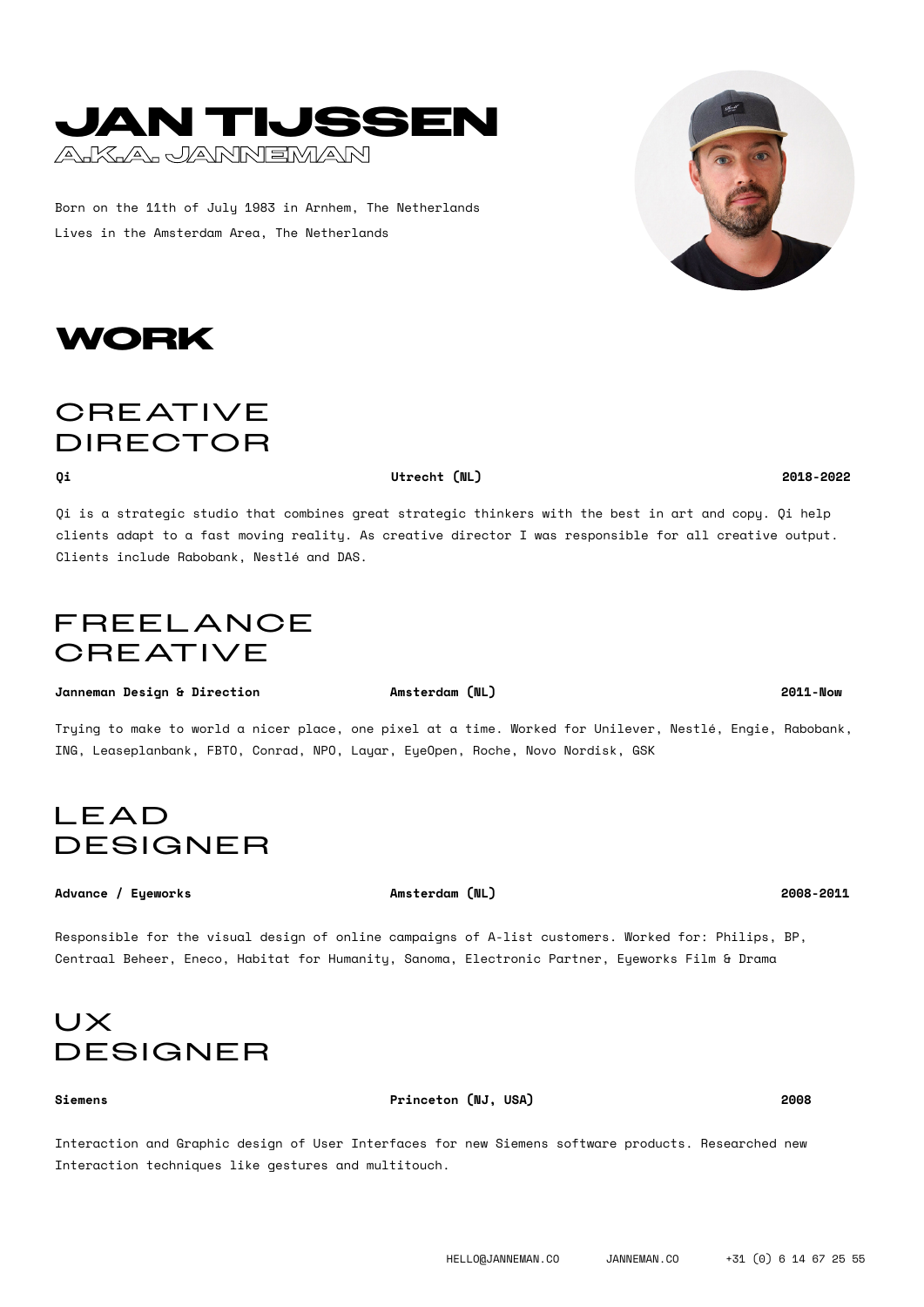# JAN TIJSSEN

A.K.A. JANNEMAN

Born on the 11th of July 1983 in Arnhem, The Netherlands
Lives in the Amsterdam Area, The Netherlands

## WORK

### CREATIVE DIRECTOR

**Qi** | **Utrecht (NL)** | **2018-2022**

Qi is a strategic studio that combines great strategic thinkers with the best in art and copy. Qi help clients adapt to a fast moving reality. As creative director I was responsible for all creative output. Clients include Rabobank, Nestlé and DAS.

### FREELANCE CREATIVE

**Janneman Design & Direction** | **Amsterdam (NL)** | **2011-Now**

Trying to make to world a nicer place, one pixel at a time. Worked for Unilever, Nestlé, Engie, Rabobank, ING, Leaseplanbank, FBTO, Conrad, NPO, Layar, EyeOpen, Roche, Novo Nordisk, GSK

### LEAD DESIGNER

**Advance / Eyeworks** | **Amsterdam (NL)** | **2008-2011**

Responsible for the visual design of online campaigns of A-list customers. Worked for: Philips, BP, Centraal Beheer, Eneco, Habitat for Humanity, Sanoma, Electronic Partner, Eyeworks Film & Drama

### UX DESIGNER

**Siemens** | **Princeton (NJ, USA)** | **2008**

Interaction and Graphic design of User Interfaces for new Siemens software products. Researched new Interaction techniques like gestures and multitouch.

HELLO@JANNEMAN.CO    JANNEMAN.CO    +31 (0) 6 14 67 25 55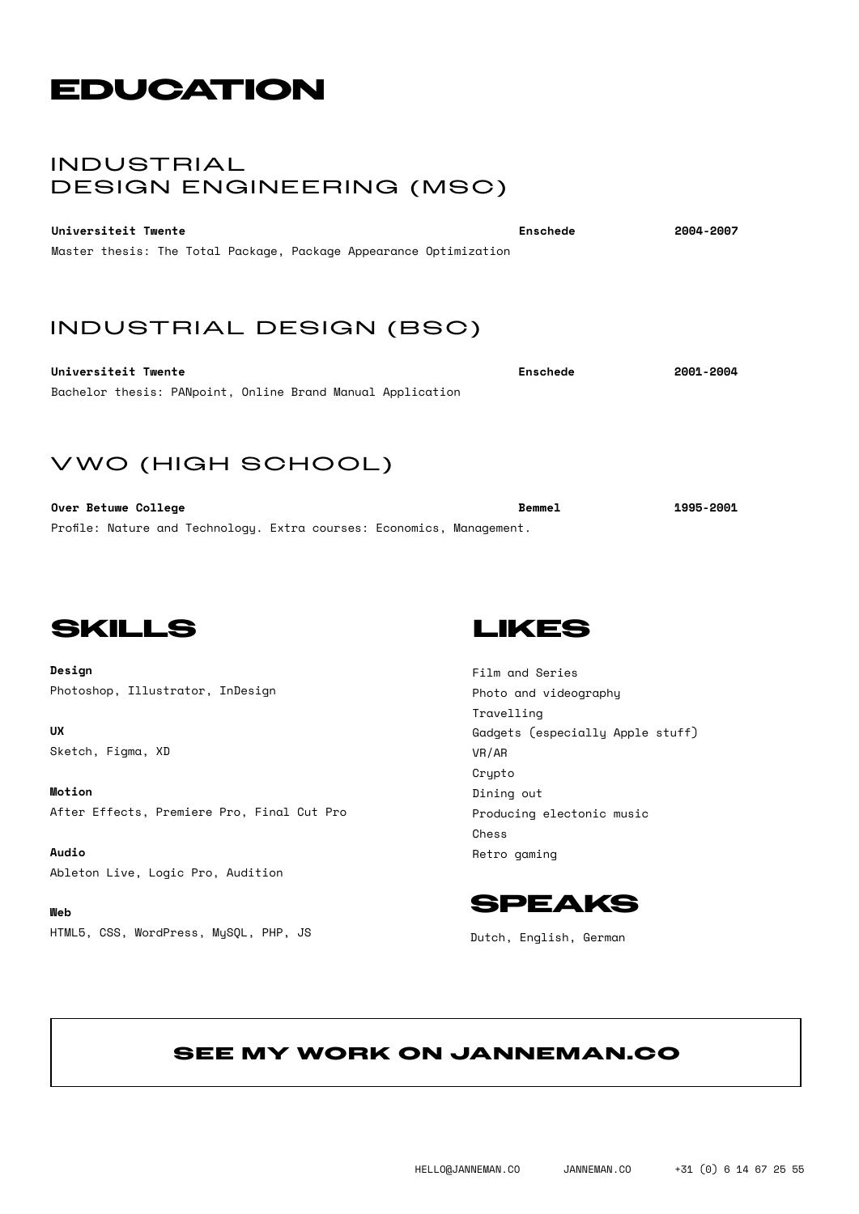# EDUCATION

## INDUSTRIAL DESIGN ENGINEERING (MSC)

**Universiteit Twente** **Enschede** **2004-2007**

Master thesis: The Total Package, Package Appearance Optimization

## INDUSTRIAL DESIGN (BSC)

**Universiteit Twente** **Enschede** **2001-2004**

Bachelor thesis: PANpoint, Online Brand Manual Application

## VWO (HIGH SCHOOL)

**Over Betuwe College** **Bemmel** **1995-2001**

Profile: Nature and Technology. Extra courses: Economics, Management.

# SKILLS

**Design**
Photoshop, Illustrator, InDesign

**UX**
Sketch, Figma, XD

**Motion**
After Effects, Premiere Pro, Final Cut Pro

**Audio**
Ableton Live, Logic Pro, Audition

**Web**
HTML5, CSS, WordPress, MySQL, PHP, JS

# LIKES

Film and Series
Photo and videography
Travelling
Gadgets (especially Apple stuff)
VR/AR
Crypto
Dining out
Producing electonic music
Chess
Retro gaming

# SPEAKS

Dutch, English, German

**SEE MY WORK ON JANNEMAN.CO**

HELLO@JANNEMAN.CO JANNEMAN.CO +31 (0) 6 14 67 25 55